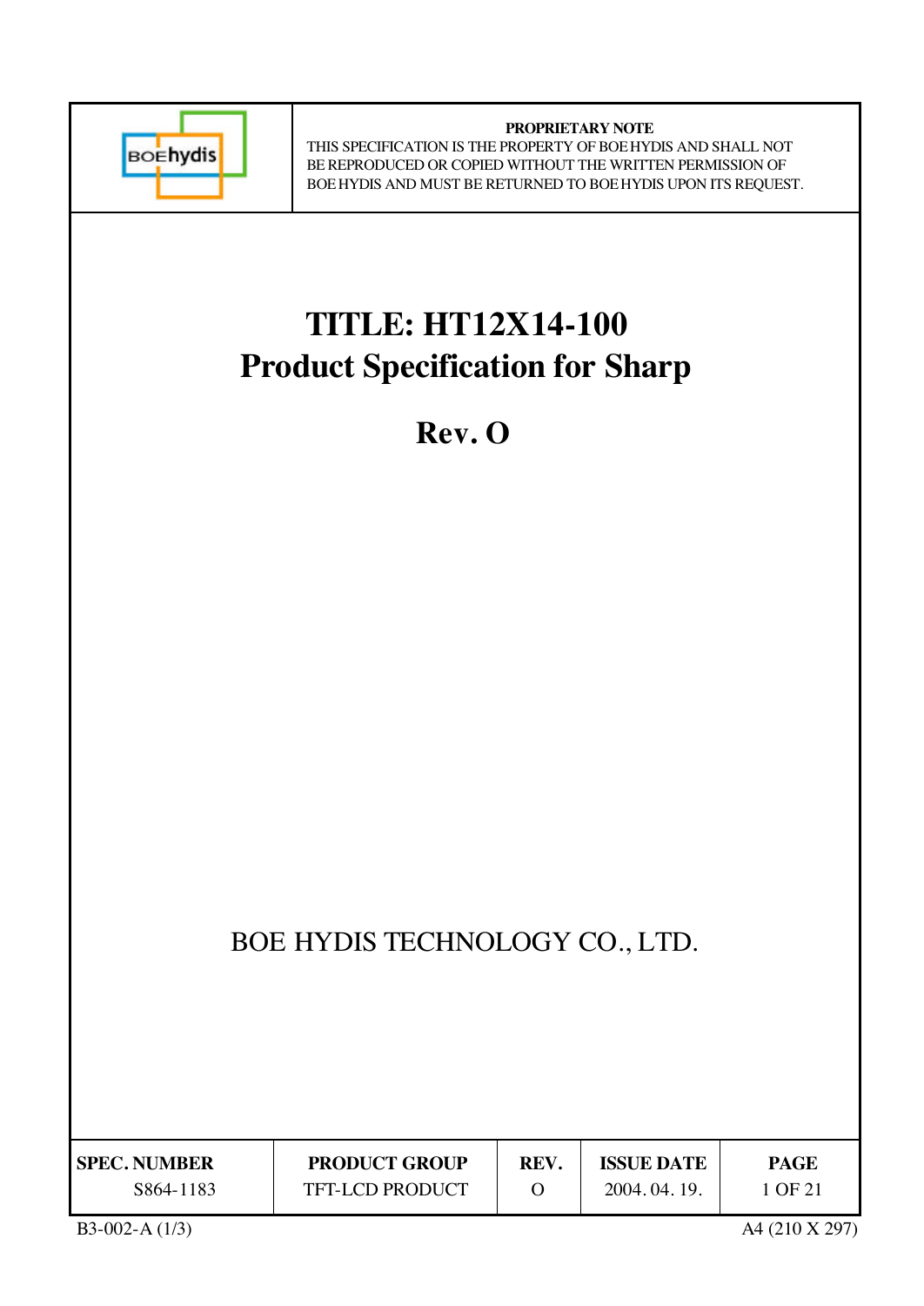**PROPRIETARY NOTE**
THIS SPECIFICATION IS THE PROPERTY OF BOE HYDIS AND SHALL NOT BE REPRODUCED OR COPIED WITHOUT THE WRITTEN PERMISSION OF BOE HYDIS AND MUST BE RETURNED TO BOE HYDIS UPON ITS REQUEST.

# TITLE: HT12X14-100
# Product Specification for Sharp

## Rev. O

BOE HYDIS TECHNOLOGY CO., LTD.

| SPEC. NUMBER | PRODUCT GROUP | REV. | ISSUE DATE | PAGE |
|---|---|---|---|---|
| S864-1183 | TFT-LCD PRODUCT | O | 2004. 04. 19. | 1 OF 21 |

B3-002-A (1/3) A4 (210 X 297)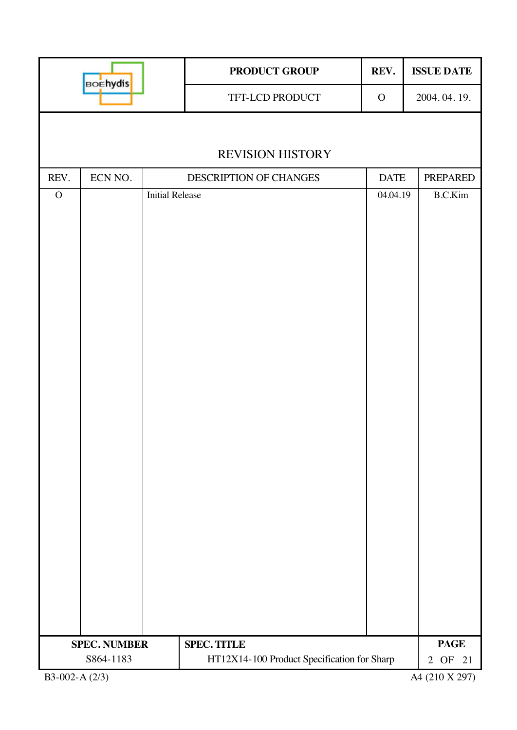# REVISION HISTORY

| REV. | ECN NO. | DESCRIPTION OF CHANGES | DATE | PREPARED |
|---|---|---|---|---|
| O | | Initial Release | 04.04.19 | B.C.Kim |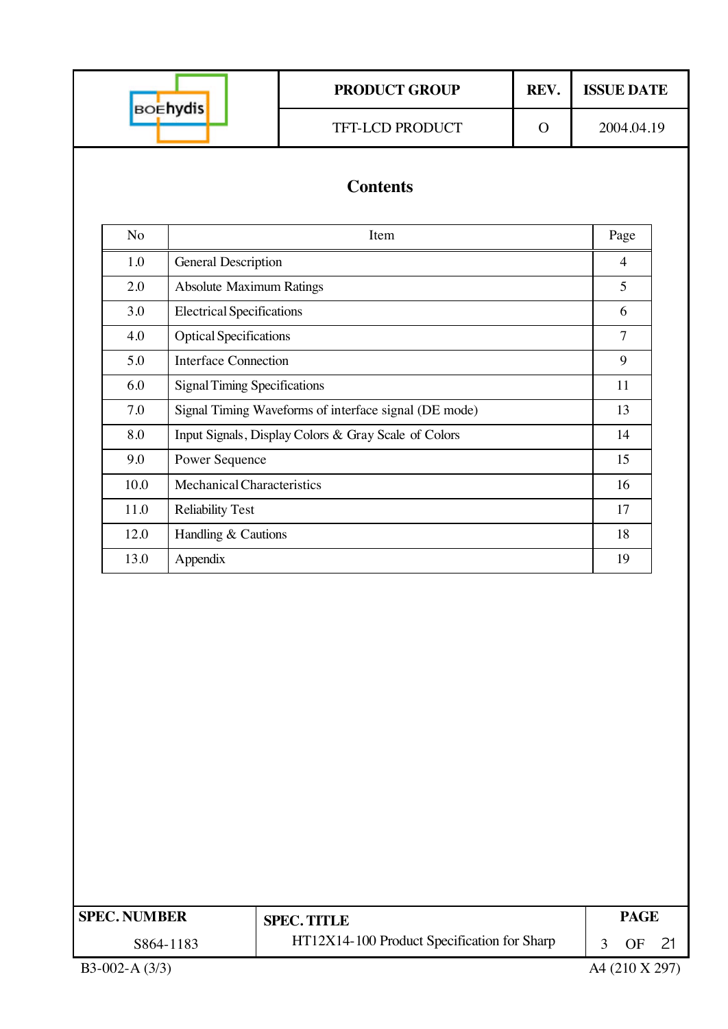# Contents

| No | Item | Page |
|---|---|---|
| 1.0 | General Description | 4 |
| 2.0 | Absolute Maximum Ratings | 5 |
| 3.0 | Electrical Specifications | 6 |
| 4.0 | Optical Specifications | 7 |
| 5.0 | Interface Connection | 9 |
| 6.0 | Signal Timing Specifications | 11 |
| 7.0 | Signal Timing Waveforms of interface signal (DE mode) | 13 |
| 8.0 | Input Signals, Display Colors & Gray Scale of Colors | 14 |
| 9.0 | Power Sequence | 15 |
| 10.0 | Mechanical Characteristics | 16 |
| 11.0 | Reliability Test | 17 |
| 12.0 | Handling & Cautions | 18 |
| 13.0 | Appendix | 19 |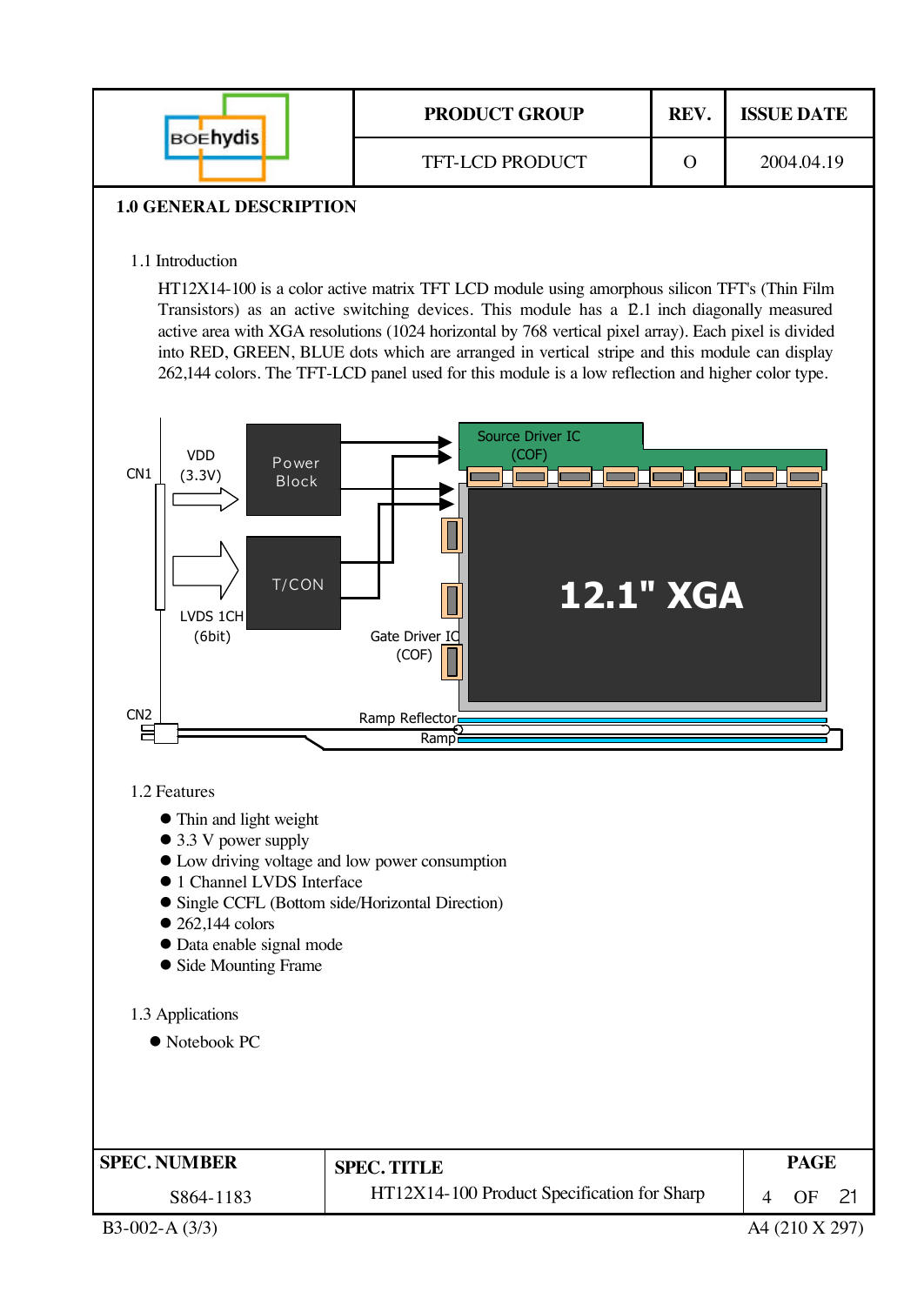## 1.0 GENERAL DESCRIPTION

### 1.1 Introduction

HT12X14-100 is a color active matrix TFT LCD module using amorphous silicon TFT's (Thin Film Transistors) as an active switching devices. This module has a 12.1 inch diagonally measured active area with XGA resolutions (1024 horizontal by 768 vertical pixel array). Each pixel is divided into RED, GREEN, BLUE dots which are arranged in vertical stripe and this module can display 262,144 colors. The TFT-LCD panel used for this module is a low reflection and higher color type.

CN1 VDD (3.3V) Power Block Source Driver IC (COF) LVDS 1CH (6bit) T/CON 12.1" XGA Gate Driver IC (COF) CN2 Ramp Reflector Ramp

### 1.2 Features

- Thin and light weight
- 3.3 V power supply
- Low driving voltage and low power consumption
- 1 Channel LVDS Interface
- Single CCFL (Bottom side/Horizontal Direction)
- 262,144 colors
- Data enable signal mode
- Side Mounting Frame

### 1.3 Applications

- Notebook PC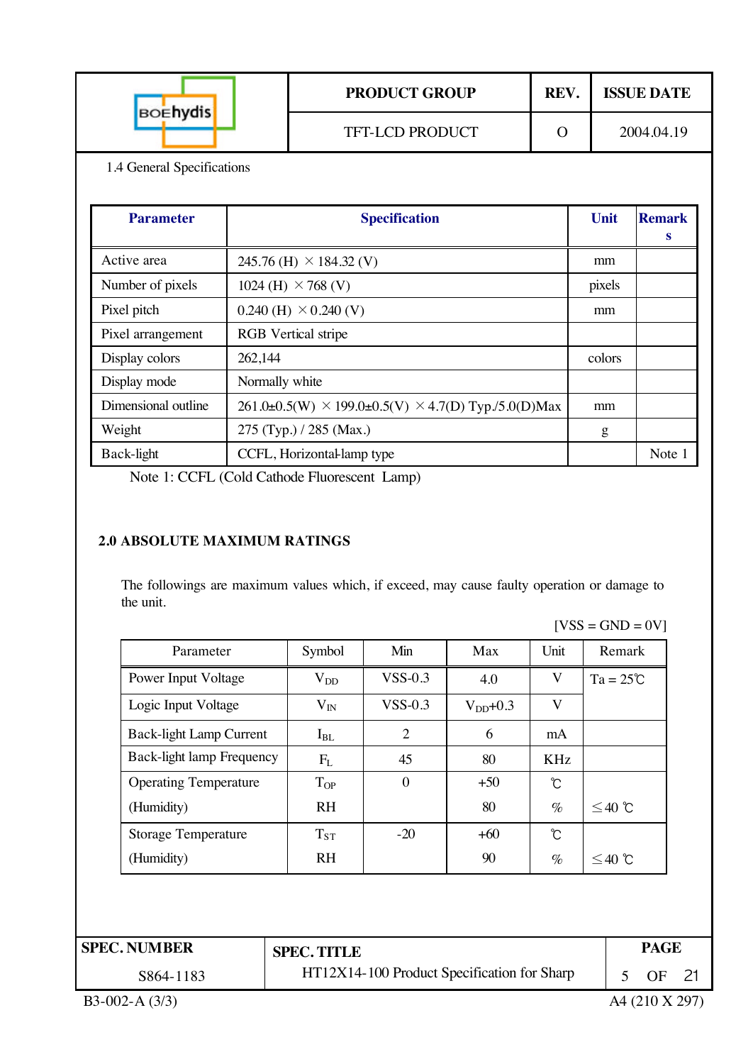### 1.4 General Specifications

| Parameter | Specification | Unit | Remarks |
|---|---|---|---|
| Active area | 245.76 (H) × 184.32 (V) | mm | |
| Number of pixels | 1024 (H) × 768 (V) | pixels | |
| Pixel pitch | 0.240 (H) × 0.240 (V) | mm | |
| Pixel arrangement | RGB Vertical stripe | | |
| Display colors | 262,144 | colors | |
| Display mode | Normally white | | |
| Dimensional outline | 261.0±0.5(W) × 199.0±0.5(V) × 4.7(D) Typ./5.0(D)Max | mm | |
| Weight | 275 (Typ.) / 285 (Max.) | g | |
| Back-light | CCFL, Horizontal-lamp type | | Note 1 |

Note 1: CCFL (Cold Cathode Fluorescent Lamp)

## 2.0 ABSOLUTE MAXIMUM RATINGS

The followings are maximum values which, if exceed, may cause faulty operation or damage to the unit.

[VSS = GND = 0V]

| Parameter | Symbol | Min | Max | Unit | Remark |
|---|---|---|---|---|---|
| Power Input Voltage | $V_{DD}$ | VSS-0.3 | 4.0 | V | Ta = 25℃ |
| Logic Input Voltage | $V_{IN}$ | VSS-0.3 | $V_{DD}$+0.3 | V | |
| Back-light Lamp Current | $I_{BL}$ | 2 | 6 | mA | |
| Back-light lamp Frequency | $F_L$ | 45 | 80 | KHz | |
| Operating Temperature | $T_{OP}$ | 0 | +50 | ℃ | |
| (Humidity) | RH | | 80 | % | ≤40 ℃ |
| Storage Temperature | $T_{ST}$ | -20 | +60 | ℃ | |
| (Humidity) | RH | | 90 | % | ≤40 ℃ |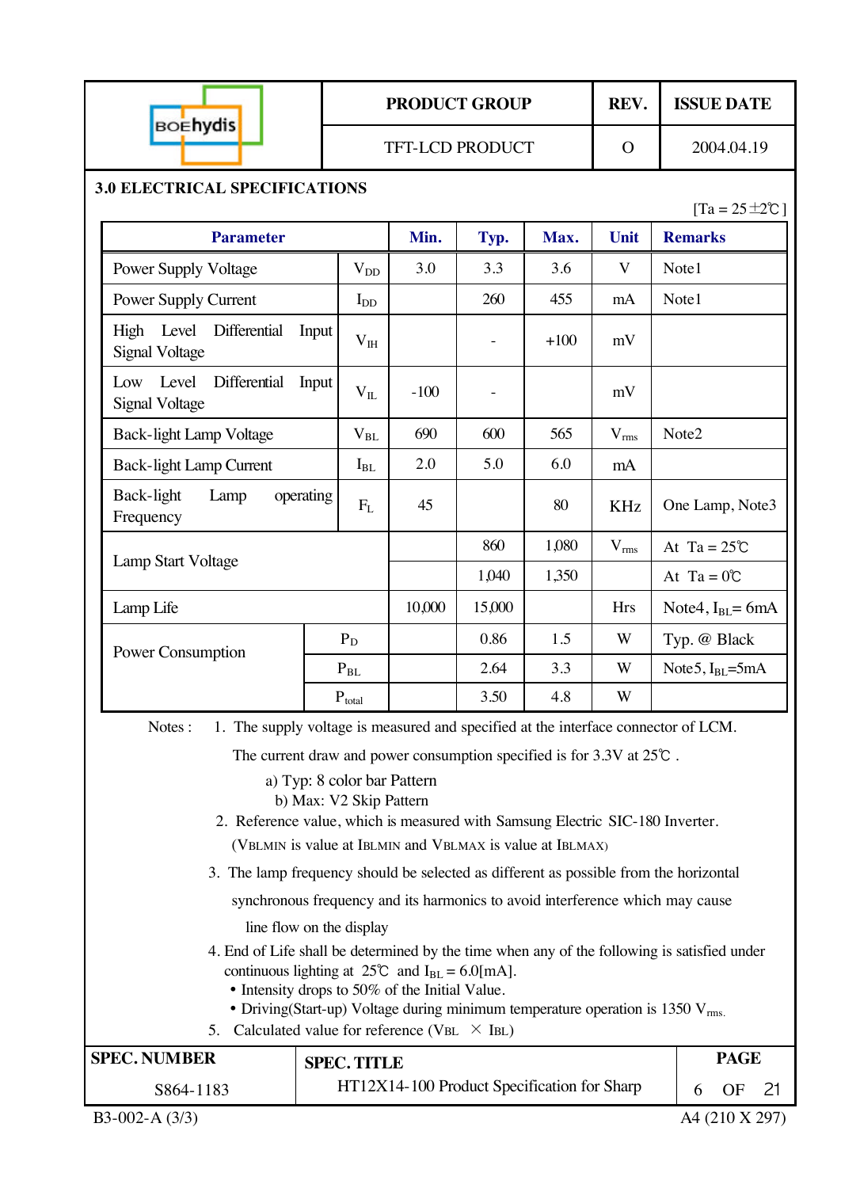## 3.0 ELECTRICAL SPECIFICATIONS

[Ta = 25±2℃]

| Parameter | | Min. | Typ. | Max. | Unit | Remarks |
|---|---|---|---|---|---|---|
| Power Supply Voltage | $V_{DD}$ | 3.0 | 3.3 | 3.6 | V | Note1 |
| Power Supply Current | $I_{DD}$ | | 260 | 455 | mA | Note1 |
| High Level Differential Input Signal Voltage | $V_{IH}$ | | - | +100 | mV | |
| Low Level Differential Input Signal Voltage | $V_{IL}$ | -100 | - | | mV | |
| Back-light Lamp Voltage | $V_{BL}$ | 690 | 600 | 565 | $V_{rms}$ | Note2 |
| Back-light Lamp Current | $I_{BL}$ | 2.0 | 5.0 | 6.0 | mA | |
| Back-light Lamp operating Frequency | $F_L$ | 45 | | 80 | KHz | One Lamp, Note3 |
| Lamp Start Voltage | | | 860 | 1,080 | $V_{rms}$ | At Ta = 25℃ |
| | | | 1,040 | 1,350 | | At Ta = 0℃ |
| Lamp Life | | 10,000 | 15,000 | | Hrs | Note4, $I_{BL}$= 6mA |
| Power Consumption | $P_D$ | | 0.86 | 1.5 | W | Typ. @ Black |
| | $P_{BL}$ | | 2.64 | 3.3 | W | Note5, $I_{BL}$=5mA |
| | $P_{total}$ | | 3.50 | 4.8 | W | |

Notes :

1. The supply voltage is measured and specified at the interface connector of LCM.
   The current draw and power consumption specified is for 3.3V at 25℃ .
   a) Typ: 8 color bar Pattern
   b) Max: V2 Skip Pattern
2. Reference value, which is measured with Samsung Electric SIC-180 Inverter.
   ($V_{BLMIN}$ is value at $I_{BLMIN}$ and $V_{BLMAX}$ is value at $I_{BLMAX}$)
3. The lamp frequency should be selected as different as possible from the horizontal synchronous frequency and its harmonics to avoid interference which may cause line flow on the display
4. End of Life shall be determined by the time when any of the following is satisfied under continuous lighting at 25℃ and $I_{BL}$ = 6.0[mA].
   - Intensity drops to 50% of the Initial Value.
   - Driving(Start-up) Voltage during minimum temperature operation is 1350 $V_{rms}$.
5. Calculated value for reference ($V_{BL}$ × $I_{BL}$)

| SPEC. NUMBER | SPEC. TITLE |
|---|---|
| S864-1183 | HT12X14-100 Product Specification for Sharp |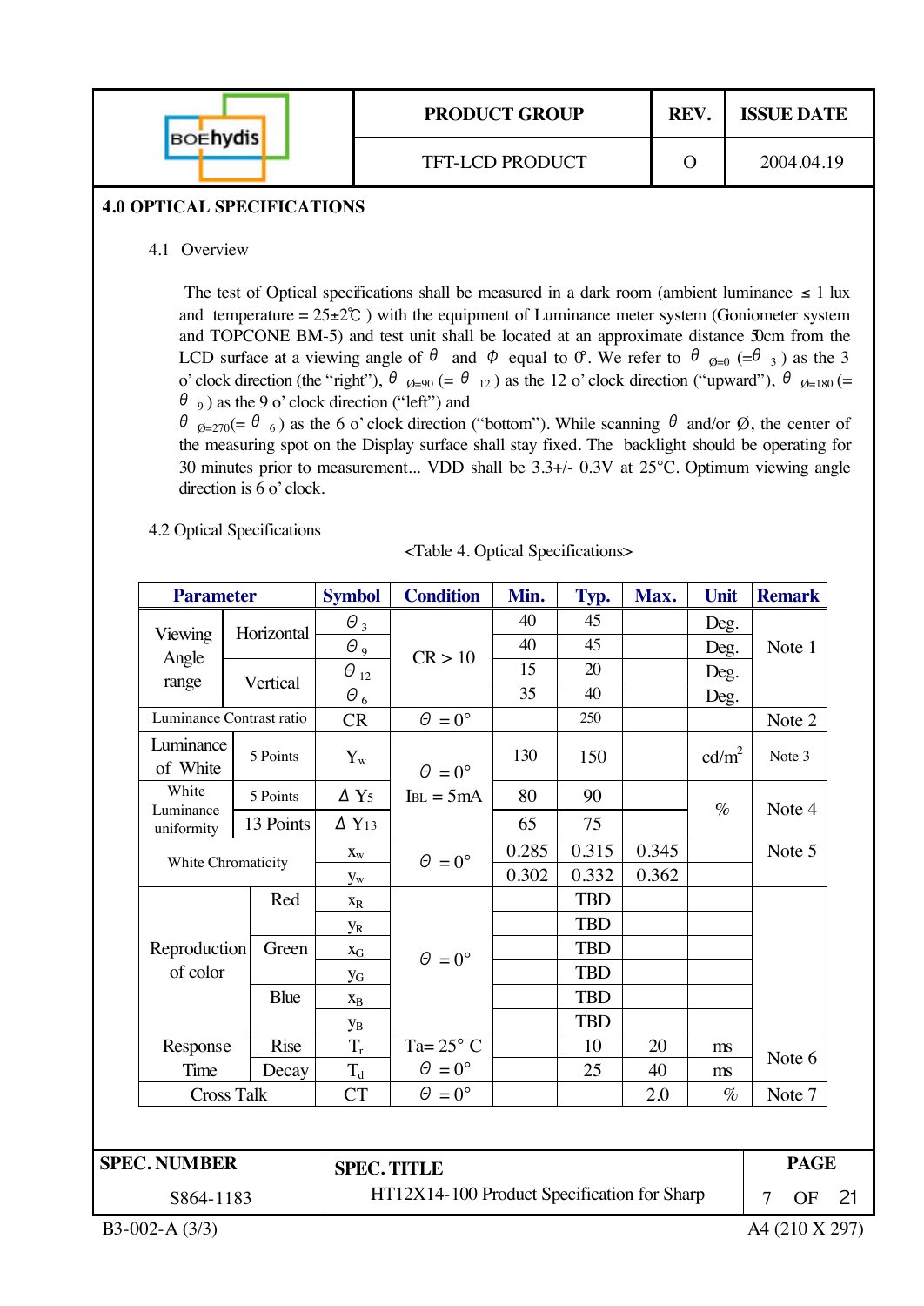## 4.0 OPTICAL SPECIFICATIONS

### 4.1 Overview

The test of Optical specifications shall be measured in a dark room (ambient luminance ≤ 1 lux and temperature = 25±2℃ ) with the equipment of Luminance meter system (Goniometer system and TOPCONE BM-5) and test unit shall be located at an approximate distance 50cm from the LCD surface at a viewing angle of $\theta$ and $\Phi$ equal to 0°. We refer to $\theta_{\emptyset=0}$ (=$\theta_3$) as the 3 o' clock direction (the "right"), $\theta_{\emptyset=90}$ (= $\theta_{12}$) as the 12 o' clock direction ("upward"), $\theta_{\emptyset=180}$ (= $\theta_9$) as the 9 o' clock direction ("left") and $\theta_{\emptyset=270}$(= $\theta_6$) as the 6 o' clock direction ("bottom"). While scanning $\theta$ and/or Ø, the center of the measuring spot on the Display surface shall stay fixed. The backlight should be operating for 30 minutes prior to measurement... VDD shall be 3.3+/- 0.3V at 25°C. Optimum viewing angle direction is 6 o' clock.

### 4.2 Optical Specifications

<Table 4. Optical Specifications>

| Parameter | | Symbol | Condition | Min. | Typ. | Max. | Unit | Remark |
|---|---|---|---|---|---|---|---|---|
| Viewing Angle range | Horizontal | $\theta_3$ | CR > 10 | 40 | 45 | | Deg. | Note 1 |
| | | $\theta_9$ | | 40 | 45 | | Deg. | |
| | Vertical | $\theta_{12}$ | | 15 | 20 | | Deg. | |
| | | $\theta_6$ | | 35 | 40 | | Deg. | |
| Luminance Contrast ratio | | CR | $\theta = 0°$ | | 250 | | | Note 2 |
| Luminance of White | 5 Points | $Y_w$ | $\theta = 0°$, $I_{BL}$ = 5mA | 130 | 150 | | cd/m² | Note 3 |
| White Luminance uniformity | 5 Points | $\Delta Y_5$ | | 80 | 90 | | % | Note 4 |
| | 13 Points | $\Delta Y_{13}$ | | 65 | 75 | | | |
| White Chromaticity | | $x_w$ | $\theta = 0°$ | 0.285 | 0.315 | 0.345 | | Note 5 |
| | | $y_w$ | | 0.302 | 0.332 | 0.362 | | |
| Reproduction of color | Red | $x_R$ | $\theta = 0°$ | | TBD | | | |
| | | $y_R$ | | | TBD | | | |
| | Green | $x_G$ | | | TBD | | | |
| | | $y_G$ | | | TBD | | | |
| | Blue | $x_B$ | | | TBD | | | |
| | | $y_B$ | | | TBD | | | |
| Response Time | Rise | $T_r$ | Ta= 25° C, $\theta = 0°$ | | 10 | 20 | ms | Note 6 |
| | Decay | $T_d$ | | | 25 | 40 | ms | |
| Cross Talk | | CT | $\theta = 0°$ | | | 2.0 | % | Note 7 |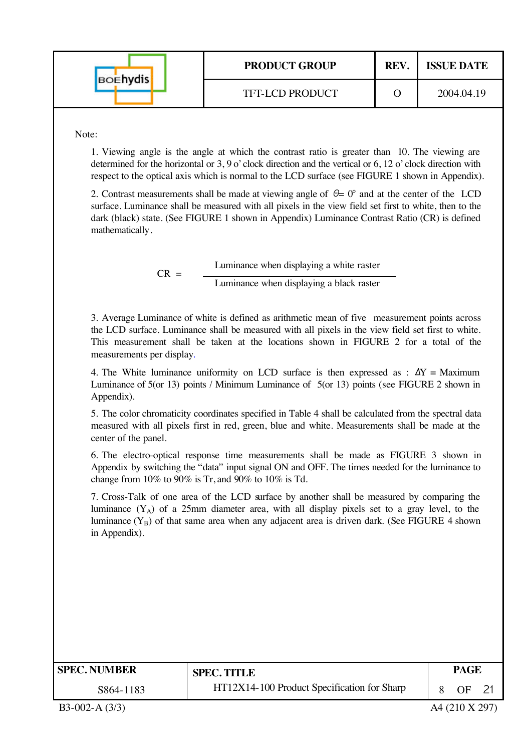Note:

1. Viewing angle is the angle at which the contrast ratio is greater than 10. The viewing are determined for the horizontal or 3, 9 o' clock direction and the vertical or 6, 12 o' clock direction with respect to the optical axis which is normal to the LCD surface (see FIGURE 1 shown in Appendix).

2. Contrast measurements shall be made at viewing angle of $\Theta = 0°$ and at the center of the LCD surface. Luminance shall be measured with all pixels in the view field set first to white, then to the dark (black) state. (See FIGURE 1 shown in Appendix) Luminance Contrast Ratio (CR) is defined mathematically.

$$CR = \frac{\text{Luminance when displaying a white raster}}{\text{Luminance when displaying a black raster}}$$

3. Average Luminance of white is defined as arithmetic mean of five measurement points across the LCD surface. Luminance shall be measured with all pixels in the view field set first to white. This measurement shall be taken at the locations shown in FIGURE 2 for a total of the measurements per display.

4. The White luminance uniformity on LCD surface is then expressed as : $\Delta Y$ = Maximum Luminance of 5(or 13) points / Minimum Luminance of 5(or 13) points (see FIGURE 2 shown in Appendix).

5. The color chromaticity coordinates specified in Table 4 shall be calculated from the spectral data measured with all pixels first in red, green, blue and white. Measurements shall be made at the center of the panel.

6. The electro-optical response time measurements shall be made as FIGURE 3 shown in Appendix by switching the "data" input signal ON and OFF. The times needed for the luminance to change from 10% to 90% is Tr, and 90% to 10% is Td.

7. Cross-Talk of one area of the LCD surface by another shall be measured by comparing the luminance ($Y_A$) of a 25mm diameter area, with all display pixels set to a gray level, to the luminance ($Y_B$) of that same area when any adjacent area is driven dark. (See FIGURE 4 shown in Appendix).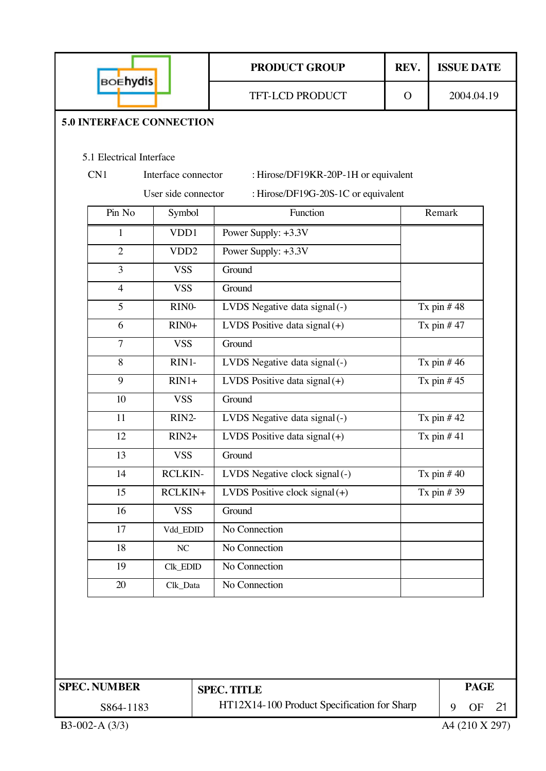## 5.0 INTERFACE CONNECTION

5.1 Electrical Interface

CN1 Interface connector : Hirose/DF19KR-20P-1H or equivalent

User side connector : Hirose/DF19G-20S-1C or equivalent

| Pin No | Symbol | Function | Remark |
|---|---|---|---|
| 1 | VDD1 | Power Supply: +3.3V | |
| 2 | VDD2 | Power Supply: +3.3V | |
| 3 | VSS | Ground | |
| 4 | VSS | Ground | |
| 5 | RIN0- | LVDS Negative data signal (-) | Tx pin # 48 |
| 6 | RIN0+ | LVDS Positive data signal (+) | Tx pin # 47 |
| 7 | VSS | Ground | |
| 8 | RIN1- | LVDS Negative data signal (-) | Tx pin # 46 |
| 9 | RIN1+ | LVDS Positive data signal (+) | Tx pin # 45 |
| 10 | VSS | Ground | |
| 11 | RIN2- | LVDS Negative data signal (-) | Tx pin # 42 |
| 12 | RIN2+ | LVDS Positive data signal (+) | Tx pin # 41 |
| 13 | VSS | Ground | |
| 14 | RCLKIN- | LVDS Negative clock signal (-) | Tx pin # 40 |
| 15 | RCLKIN+ | LVDS Positive clock signal (+) | Tx pin # 39 |
| 16 | VSS | Ground | |
| 17 | Vdd_EDID | No Connection | |
| 18 | NC | No Connection | |
| 19 | Clk_EDID | No Connection | |
| 20 | Clk_Data | No Connection | |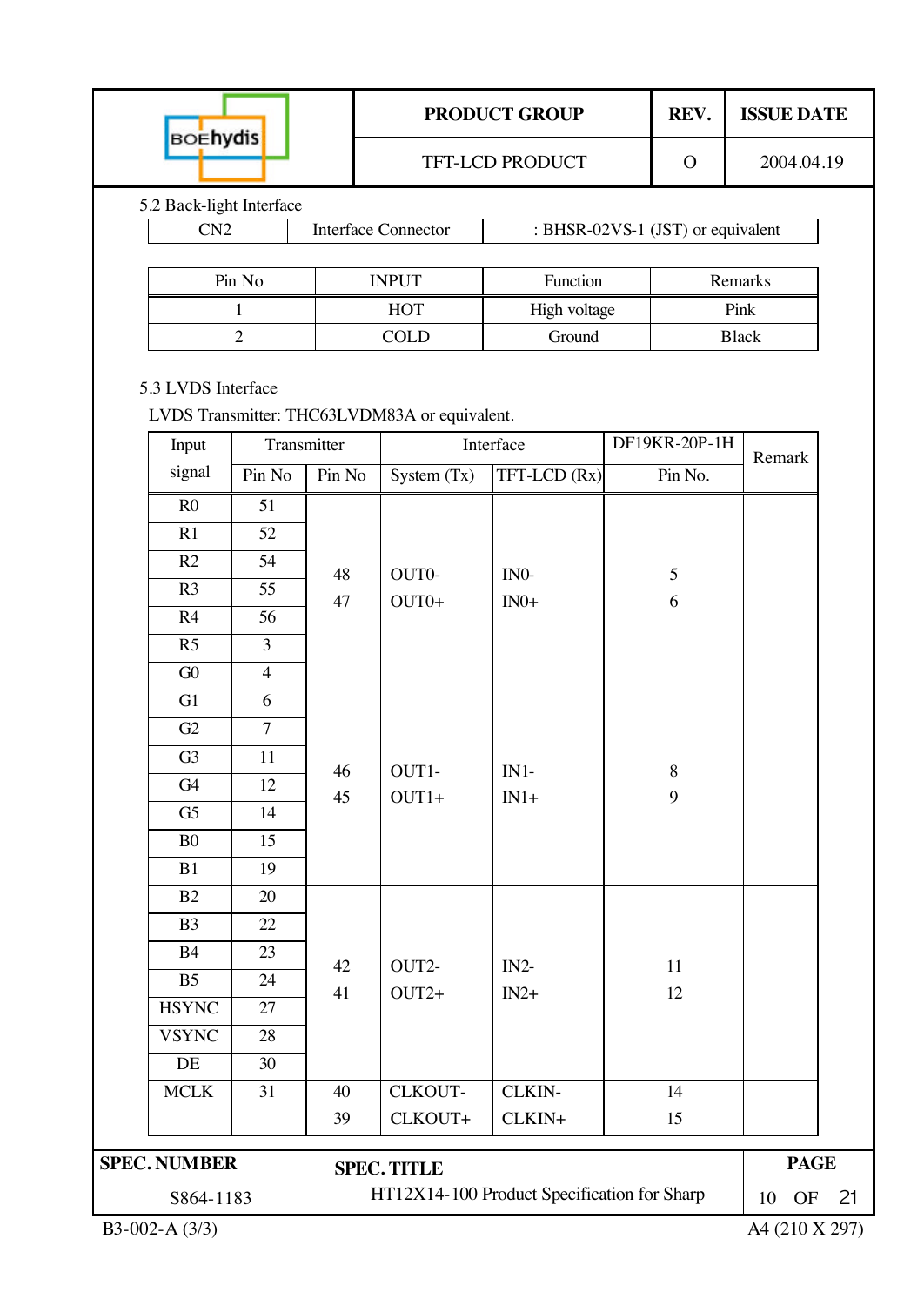## 5.2 Back-light Interface

| CN2 | Interface Connector | : BHSR-02VS-1 (JST) or equivalent |
|---|---|---|

| Pin No | INPUT | Function | Remarks |
|---|---|---|---|
| 1 | HOT | High voltage | Pink |
| 2 | COLD | Ground | Black |

## 5.3 LVDS Interface

LVDS Transmitter: THC63LVDM83A or equivalent.

| Input signal | Transmitter | | Interface | | DF19KR-20P-1H | Remark |
|---|---|---|---|---|---|---|
| | Pin No | Pin No | System (Tx) | TFT-LCD (Rx) | Pin No. | |
| R0 | 51 | 48<br>47 | OUT0-<br>OUT0+ | IN0-<br>IN0+ | 5<br>6 | |
| R1 | 52 | | | | | |
| R2 | 54 | | | | | |
| R3 | 55 | | | | | |
| R4 | 56 | | | | | |
| R5 | 3 | | | | | |
| G0 | 4 | | | | | |
| G1 | 6 | 46<br>45 | OUT1-<br>OUT1+ | IN1-<br>IN1+ | 8<br>9 | |
| G2 | 7 | | | | | |
| G3 | 11 | | | | | |
| G4 | 12 | | | | | |
| G5 | 14 | | | | | |
| B0 | 15 | | | | | |
| B1 | 19 | | | | | |
| B2 | 20 | 42<br>41 | OUT2-<br>OUT2+ | IN2-<br>IN2+ | 11<br>12 | |
| B3 | 22 | | | | | |
| B4 | 23 | | | | | |
| B5 | 24 | | | | | |
| HSYNC | 27 | | | | | |
| VSYNC | 28 | | | | | |
| DE | 30 | | | | | |
| MCLK | 31 | 40<br>39 | CLKOUT-<br>CLKOUT+ | CLKIN-<br>CLKIN+ | 14<br>15 | |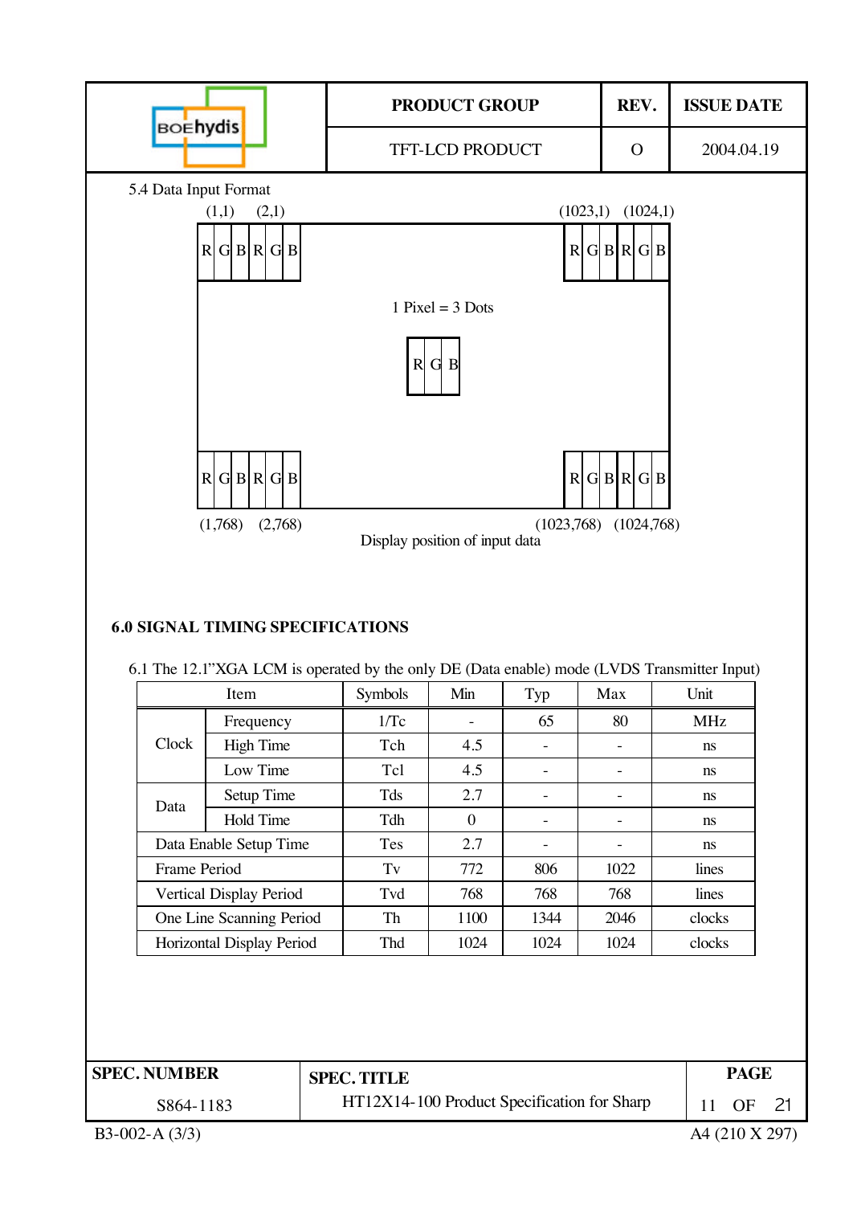5.4 Data Input Format

(1,1) (2,1) (1023,1) (1024,1)

| R | G | B | R | G | B | | R | G | B | R | G | B |
|---|---|---|---|---|---|---|---|---|---|---|---|---|

1 Pixel = 3 Dots

| R | G | B |
|---|---|---|

| R | G | B | R | G | B | | R | G | B | R | G | B |
|---|---|---|---|---|---|---|---|---|---|---|---|---|

(1,768) (2,768) (1023,768) (1024,768)

Display position of input data

## 6.0 SIGNAL TIMING SPECIFICATIONS

6.1 The 12.1"XGA LCM is operated by the only DE (Data enable) mode (LVDS Transmitter Input)

| Item | | Symbols | Min | Typ | Max | Unit |
|---|---|---|---|---|---|---|
| Clock | Frequency | 1/Tc | - | 65 | 80 | MHz |
| | High Time | Tch | 4.5 | - | - | ns |
| | Low Time | Tcl | 4.5 | - | - | ns |
| Data | Setup Time | Tds | 2.7 | - | - | ns |
| | Hold Time | Tdh | 0 | - | - | ns |
| Data Enable Setup Time | | Tes | 2.7 | - | - | ns |
| Frame Period | | Tv | 772 | 806 | 1022 | lines |
| Vertical Display Period | | Tvd | 768 | 768 | 768 | lines |
| One Line Scanning Period | | Th | 1100 | 1344 | 2046 | clocks |
| Horizontal Display Period | | Thd | 1024 | 1024 | 1024 | clocks |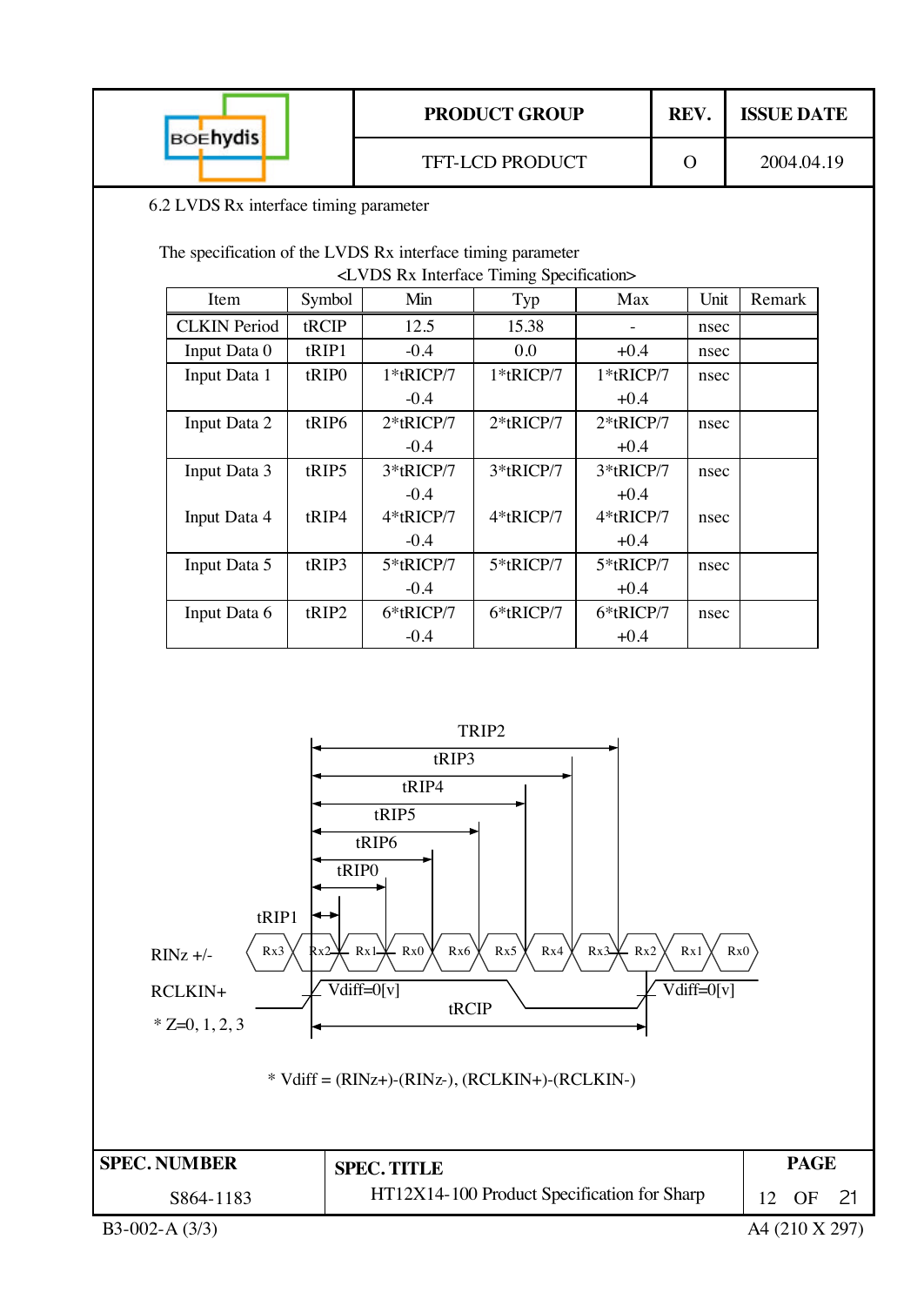## 6.2 LVDS Rx interface timing parameter

The specification of the LVDS Rx interface timing parameter

<LVDS Rx Interface Timing Specification>

| Item | Symbol | Min | Typ | Max | Unit | Remark |
|---|---|---|---|---|---|---|
| CLKIN Period | tRCIP | 12.5 | 15.38 | - | nsec | |
| Input Data 0 | tRIP1 | -0.4 | 0.0 | +0.4 | nsec | |
| Input Data 1 | tRIP0 | 1*tRICP/7 -0.4 | 1*tRICP/7 | 1*tRICP/7 +0.4 | nsec | |
| Input Data 2 | tRIP6 | 2*tRICP/7 -0.4 | 2*tRICP/7 | 2*tRICP/7 +0.4 | nsec | |
| Input Data 3 | tRIP5 | 3*tRICP/7 -0.4 | 3*tRICP/7 | 3*tRICP/7 +0.4 | nsec | |
| Input Data 4 | tRIP4 | 4*tRICP/7 -0.4 | 4*tRICP/7 | 4*tRICP/7 +0.4 | nsec | |
| Input Data 5 | tRIP3 | 5*tRICP/7 -0.4 | 5*tRICP/7 | 5*tRICP/7 +0.4 | nsec | |
| Input Data 6 | tRIP2 | 6*tRICP/7 -0.4 | 6*tRICP/7 | 6*tRICP/7 +0.4 | nsec | |

TRIP2, tRIP3, tRIP4, tRIP5, tRIP6, tRIP0, tRIP1

RINz +/-: Rx3, Rx2, Rx1, Rx0, Rx6, Rx5, Rx4, Rx3, Rx2, Rx1, Rx0

RCLKIN+: Vdiff=0[v], tRCIP, Vdiff=0[v]

* Z=0, 1, 2, 3

* Vdiff = (RINz+)-(RINz-), (RCLKIN+)-(RCLKIN-)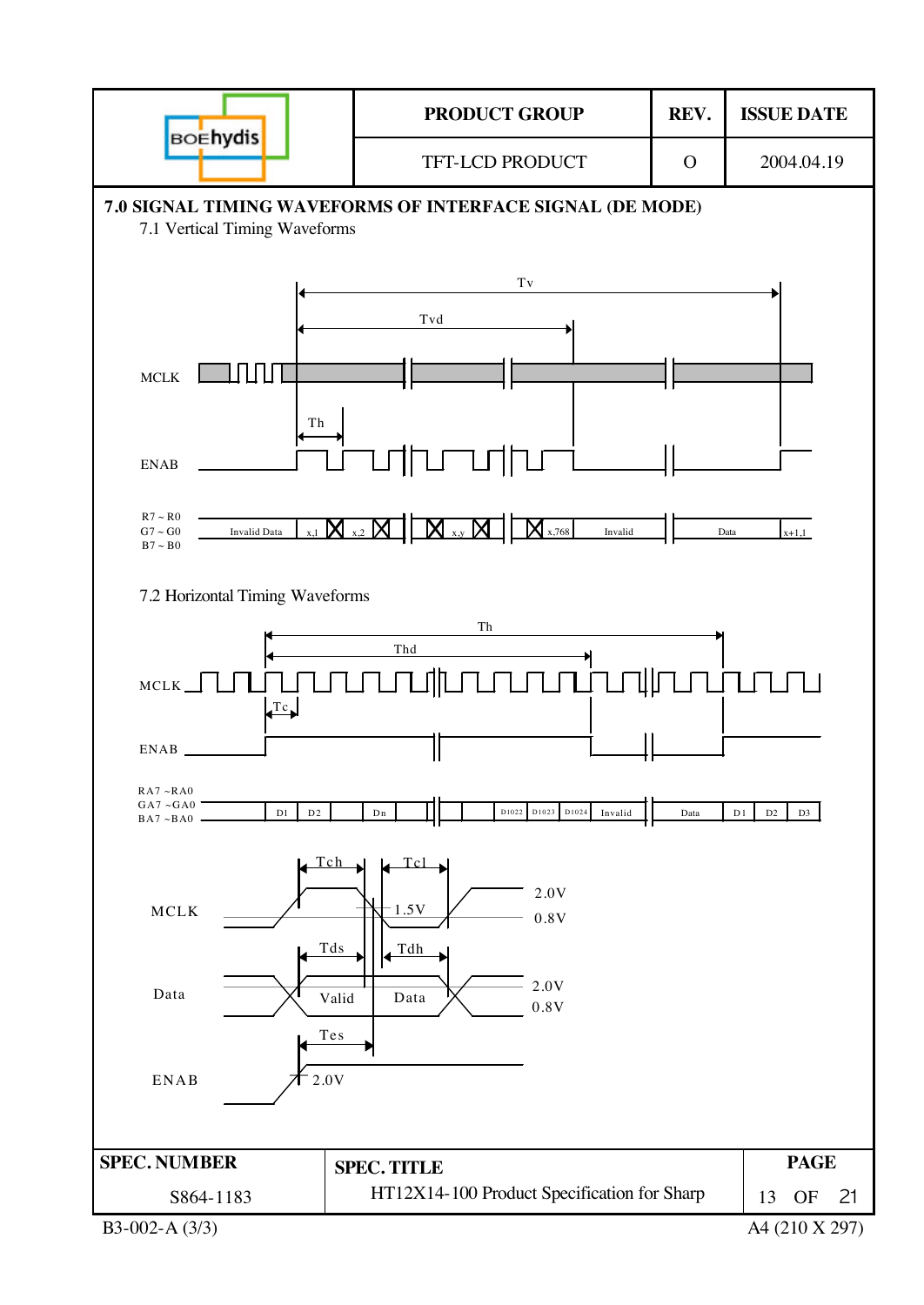## 7.0 SIGNAL TIMING WAVEFORMS OF INTERFACE SIGNAL (DE MODE)

### 7.1 Vertical Timing Waveforms

Tv

Tvd

MCLK

Th

ENAB

R7 ~ R0
G7 ~ G0
B7 ~ B0

Invalid Data | x,1 | x,2 | x,y | x,768 | Invalid | Data | x+1,1

### 7.2 Horizontal Timing Waveforms

Th

Thd

MCLK

Tc

ENAB

RA7 ~RA0
GA7 ~GA0
BA7 ~BA0

D1 | D2 | Dn | D1022 | D1023 | D1024 | Invalid | Data | D1 | D2 | D3

Tch Tcl

MCLK 1.5V 2.0V 0.8V

Tds Tdh

Data Valid Data 2.0V 0.8V

Tes

ENAB 2.0V

| SPEC. NUMBER | SPEC. TITLE |
|---|---|
| S864-1183 | HT12X14-100 Product Specification for Sharp |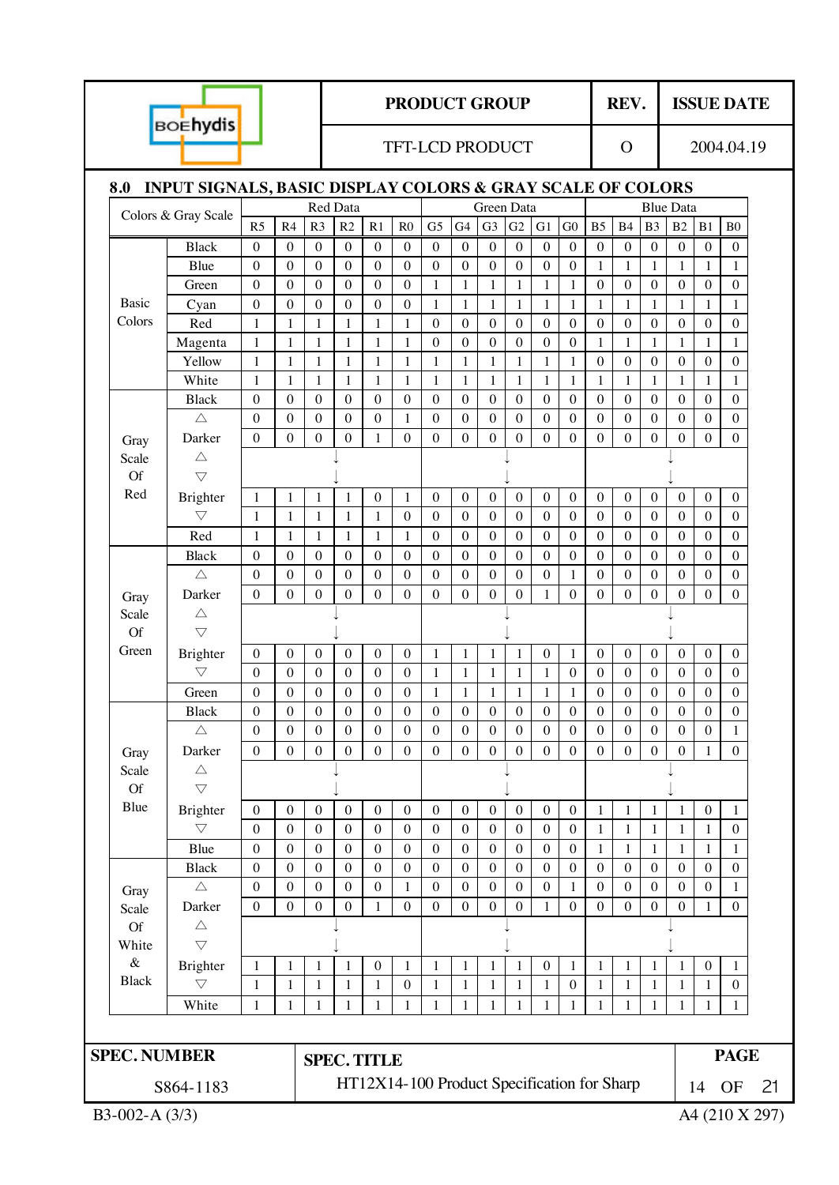## 8.0 INPUT SIGNALS, BASIC DISPLAY COLORS & GRAY SCALE OF COLORS

| Colors & Gray Scale | | Red Data | | | | | | Green Data | | | | | | Blue Data | | | | | |
|---|---|---|---|---|---|---|---|---|---|---|---|---|---|---|---|---|---|---|---|
| | | R5 | R4 | R3 | R2 | R1 | R0 | G5 | G4 | G3 | G2 | G1 | G0 | B5 | B4 | B3 | B2 | B1 | B0 |
| Basic Colors | Black | 0 | 0 | 0 | 0 | 0 | 0 | 0 | 0 | 0 | 0 | 0 | 0 | 0 | 0 | 0 | 0 | 0 | 0 |
| | Blue | 0 | 0 | 0 | 0 | 0 | 0 | 0 | 0 | 0 | 0 | 0 | 0 | 1 | 1 | 1 | 1 | 1 | 1 |
| | Green | 0 | 0 | 0 | 0 | 0 | 0 | 1 | 1 | 1 | 1 | 1 | 1 | 0 | 0 | 0 | 0 | 0 | 0 |
| | Cyan | 0 | 0 | 0 | 0 | 0 | 0 | 1 | 1 | 1 | 1 | 1 | 1 | 1 | 1 | 1 | 1 | 1 | 1 |
| | Red | 1 | 1 | 1 | 1 | 1 | 1 | 0 | 0 | 0 | 0 | 0 | 0 | 0 | 0 | 0 | 0 | 0 | 0 |
| | Magenta | 1 | 1 | 1 | 1 | 1 | 1 | 0 | 0 | 0 | 0 | 0 | 0 | 1 | 1 | 1 | 1 | 1 | 1 |
| | Yellow | 1 | 1 | 1 | 1 | 1 | 1 | 1 | 1 | 1 | 1 | 1 | 1 | 0 | 0 | 0 | 0 | 0 | 0 |
| | White | 1 | 1 | 1 | 1 | 1 | 1 | 1 | 1 | 1 | 1 | 1 | 1 | 1 | 1 | 1 | 1 | 1 | 1 |
| Gray Scale Of Red | Black | 0 | 0 | 0 | 0 | 0 | 0 | 0 | 0 | 0 | 0 | 0 | 0 | 0 | 0 | 0 | 0 | 0 | 0 |
| | △ | 0 | 0 | 0 | 0 | 0 | 1 | 0 | 0 | 0 | 0 | 0 | 0 | 0 | 0 | 0 | 0 | 0 | 0 |
| | Darker | 0 | 0 | 0 | 0 | 1 | 0 | 0 | 0 | 0 | 0 | 0 | 0 | 0 | 0 | 0 | 0 | 0 | 0 |
| | △ | ↓ | | | | | | ↓ | | | | | | ↓ | | | | | |
| | ▽ | ↓ | | | | | | ↓ | | | | | | ↓ | | | | | |
| | Brighter | 1 | 1 | 1 | 1 | 0 | 1 | 0 | 0 | 0 | 0 | 0 | 0 | 0 | 0 | 0 | 0 | 0 | 0 |
| | ▽ | 1 | 1 | 1 | 1 | 1 | 0 | 0 | 0 | 0 | 0 | 0 | 0 | 0 | 0 | 0 | 0 | 0 | 0 |
| | Red | 1 | 1 | 1 | 1 | 1 | 1 | 0 | 0 | 0 | 0 | 0 | 0 | 0 | 0 | 0 | 0 | 0 | 0 |
| Gray Scale Of Green | Black | 0 | 0 | 0 | 0 | 0 | 0 | 0 | 0 | 0 | 0 | 0 | 0 | 0 | 0 | 0 | 0 | 0 | 0 |
| | △ | 0 | 0 | 0 | 0 | 0 | 0 | 0 | 0 | 0 | 0 | 0 | 1 | 0 | 0 | 0 | 0 | 0 | 0 |
| | Darker | 0 | 0 | 0 | 0 | 0 | 0 | 0 | 0 | 0 | 0 | 1 | 0 | 0 | 0 | 0 | 0 | 0 | 0 |
| | △ | ↓ | | | | | | ↓ | | | | | | ↓ | | | | | |
| | ▽ | ↓ | | | | | | ↓ | | | | | | ↓ | | | | | |
| | Brighter | 0 | 0 | 0 | 0 | 0 | 0 | 1 | 1 | 1 | 1 | 0 | 1 | 0 | 0 | 0 | 0 | 0 | 0 |
| | ▽ | 0 | 0 | 0 | 0 | 0 | 0 | 1 | 1 | 1 | 1 | 1 | 0 | 0 | 0 | 0 | 0 | 0 | 0 |
| | Green | 0 | 0 | 0 | 0 | 0 | 0 | 1 | 1 | 1 | 1 | 1 | 1 | 0 | 0 | 0 | 0 | 0 | 0 |
| Gray Scale Of Blue | Black | 0 | 0 | 0 | 0 | 0 | 0 | 0 | 0 | 0 | 0 | 0 | 0 | 0 | 0 | 0 | 0 | 0 | 0 |
| | △ | 0 | 0 | 0 | 0 | 0 | 0 | 0 | 0 | 0 | 0 | 0 | 0 | 0 | 0 | 0 | 0 | 0 | 1 |
| | Darker | 0 | 0 | 0 | 0 | 0 | 0 | 0 | 0 | 0 | 0 | 0 | 0 | 0 | 0 | 0 | 0 | 1 | 0 |
| | △ | ↓ | | | | | | ↓ | | | | | | ↓ | | | | | |
| | ▽ | ↓ | | | | | | ↓ | | | | | | ↓ | | | | | |
| | Brighter | 0 | 0 | 0 | 0 | 0 | 0 | 0 | 0 | 0 | 0 | 0 | 0 | 1 | 1 | 1 | 1 | 0 | 1 |
| | ▽ | 0 | 0 | 0 | 0 | 0 | 0 | 0 | 0 | 0 | 0 | 0 | 0 | 1 | 1 | 1 | 1 | 1 | 0 |
| | Blue | 0 | 0 | 0 | 0 | 0 | 0 | 0 | 0 | 0 | 0 | 0 | 0 | 1 | 1 | 1 | 1 | 1 | 1 |
| Gray Scale Of White & Black | Black | 0 | 0 | 0 | 0 | 0 | 0 | 0 | 0 | 0 | 0 | 0 | 0 | 0 | 0 | 0 | 0 | 0 | 0 |
| | △ | 0 | 0 | 0 | 0 | 0 | 1 | 0 | 0 | 0 | 0 | 0 | 1 | 0 | 0 | 0 | 0 | 0 | 1 |
| | Darker | 0 | 0 | 0 | 0 | 1 | 0 | 0 | 0 | 0 | 0 | 1 | 0 | 0 | 0 | 0 | 0 | 1 | 0 |
| | △ | ↓ | | | | | | ↓ | | | | | | ↓ | | | | | |
| | ▽ | ↓ | | | | | | ↓ | | | | | | ↓ | | | | | |
| | Brighter | 1 | 1 | 1 | 1 | 0 | 1 | 1 | 1 | 1 | 1 | 0 | 1 | 1 | 1 | 1 | 1 | 0 | 1 |
| | ▽ | 1 | 1 | 1 | 1 | 1 | 0 | 1 | 1 | 1 | 1 | 1 | 0 | 1 | 1 | 1 | 1 | 1 | 0 |
| | White | 1 | 1 | 1 | 1 | 1 | 1 | 1 | 1 | 1 | 1 | 1 | 1 | 1 | 1 | 1 | 1 | 1 | 1 |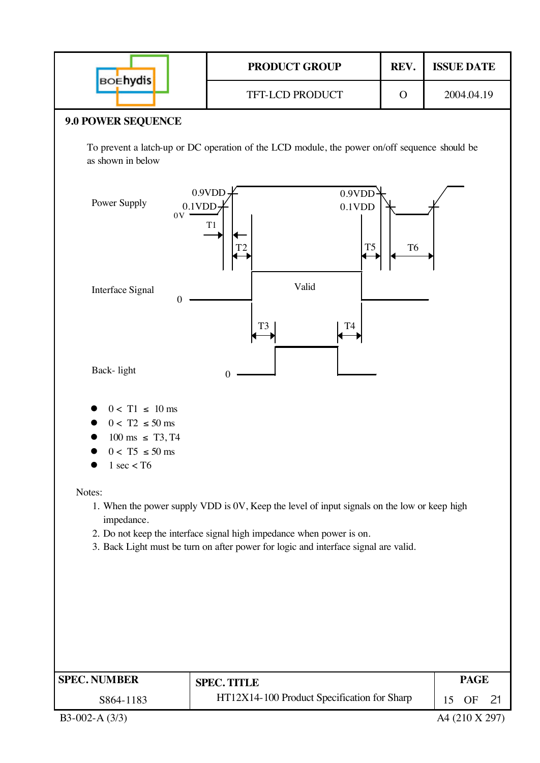## 9.0 POWER SEQUENCE

To prevent a latch-up or DC operation of the LCD module, the power on/off sequence should be as shown in below

Power Supply

0.9VDD 0.1VDD 0V 0.9VDD 0.1VDD

T1 T2 T5 T6

Interface Signal

0 Valid

T3 T4

Back- light

0

- 0 < T1 ≤ 10 ms
- 0 < T2 ≤ 50 ms
- 100 ms ≤ T3, T4
- 0 < T5 ≤ 50 ms
- 1 sec < T6

Notes:

1. When the power supply VDD is 0V, Keep the level of input signals on the low or keep high impedance.
2. Do not keep the interface signal high impedance when power is on.
3. Back Light must be turn on after power for logic and interface signal are valid.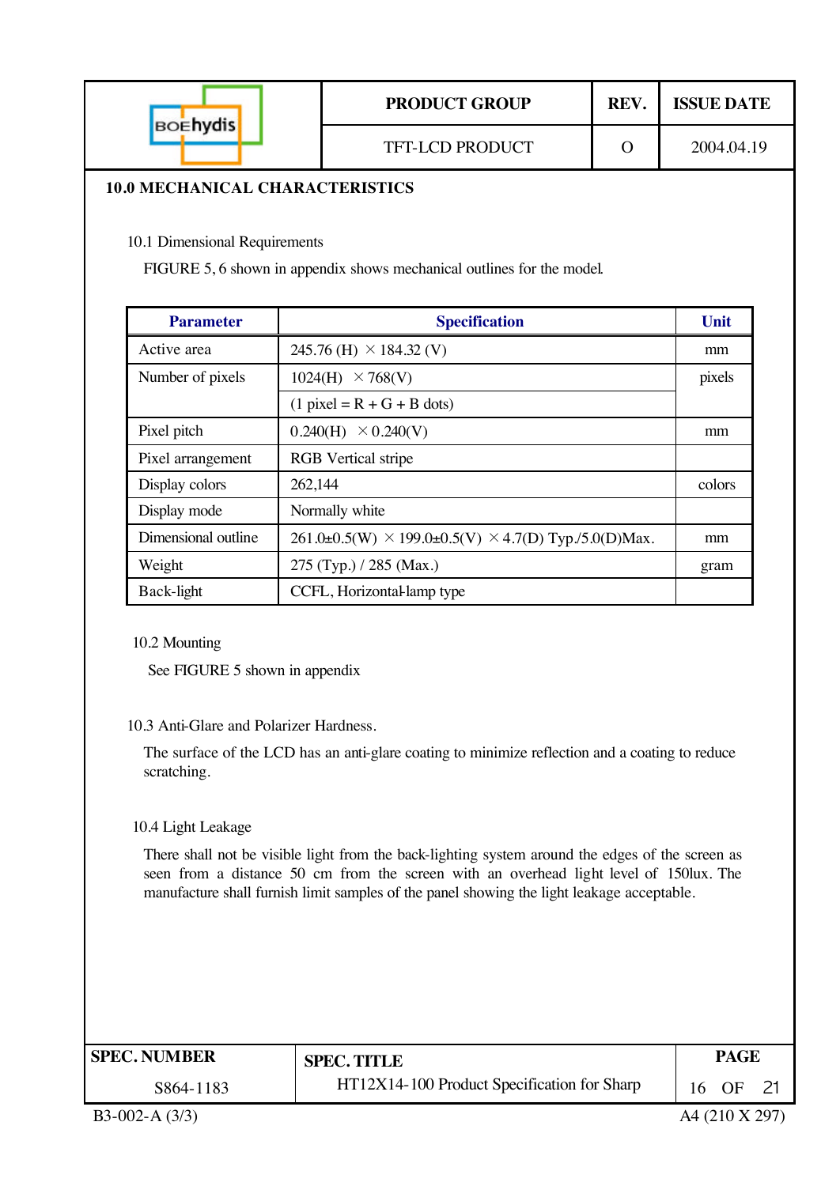## 10.0 MECHANICAL CHARACTERISTICS

### 10.1 Dimensional Requirements

FIGURE 5, 6 shown in appendix shows mechanical outlines for the model.

| Parameter | Specification | Unit |
|---|---|---|
| Active area | 245.76 (H) × 184.32 (V) | mm |
| Number of pixels | 1024(H) × 768(V) | pixels |
| | (1 pixel = R + G + B dots) | |
| Pixel pitch | 0.240(H) × 0.240(V) | mm |
| Pixel arrangement | RGB Vertical stripe | |
| Display colors | 262,144 | colors |
| Display mode | Normally white | |
| Dimensional outline | 261.0±0.5(W) × 199.0±0.5(V) × 4.7(D) Typ./5.0(D)Max. | mm |
| Weight | 275 (Typ.) / 285 (Max.) | gram |
| Back-light | CCFL, Horizontal-lamp type | |

### 10.2 Mounting

See FIGURE 5 shown in appendix

### 10.3 Anti-Glare and Polarizer Hardness.

The surface of the LCD has an anti-glare coating to minimize reflection and a coating to reduce scratching.

### 10.4 Light Leakage

There shall not be visible light from the back-lighting system around the edges of the screen as seen from a distance 50 cm from the screen with an overhead light level of 150lux. The manufacture shall furnish limit samples of the panel showing the light leakage acceptable.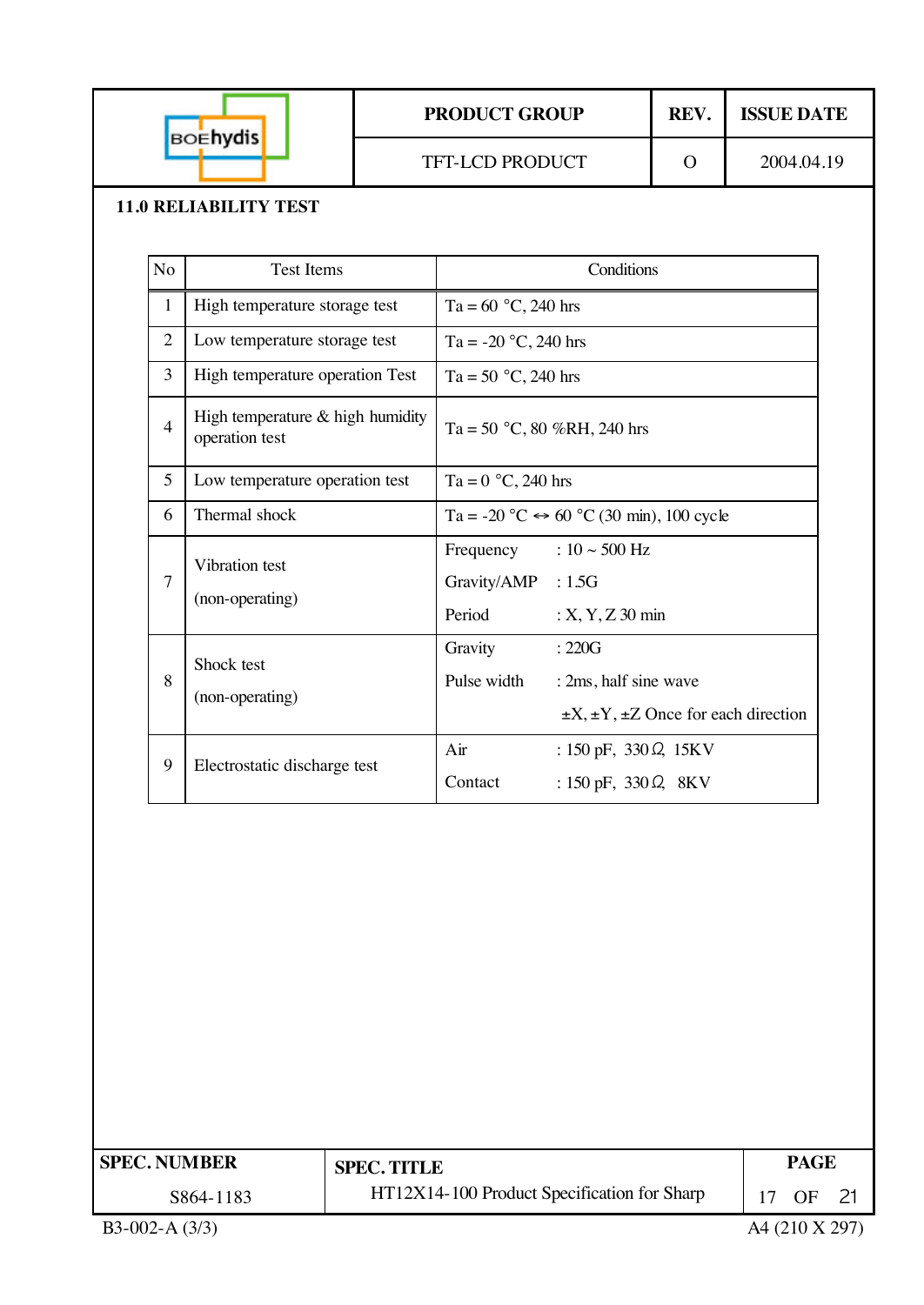## 11.0 RELIABILITY TEST

| No | Test Items | Conditions |
|---|---|---|
| 1 | High temperature storage test | Ta = 60 °C, 240 hrs |
| 2 | Low temperature storage test | Ta = -20 °C, 240 hrs |
| 3 | High temperature operation Test | Ta = 50 °C, 240 hrs |
| 4 | High temperature & high humidity operation test | Ta = 50 °C, 80 %RH, 240 hrs |
| 5 | Low temperature operation test | Ta = 0 °C, 240 hrs |
| 6 | Thermal shock | Ta = -20 °C ⇔ 60 °C (30 min), 100 cycle |
| 7 | Vibration test (non-operating) | Frequency : 10 ~ 500 Hz<br>Gravity/AMP : 1.5G<br>Period : X, Y, Z 30 min |
| 8 | Shock test (non-operating) | Gravity : 220G<br>Pulse width : 2ms, half sine wave<br>±X, ±Y, ±Z Once for each direction |
| 9 | Electrostatic discharge test | Air : 150 pF, 330Ω, 15KV<br>Contact : 150 pF, 330Ω, 8KV |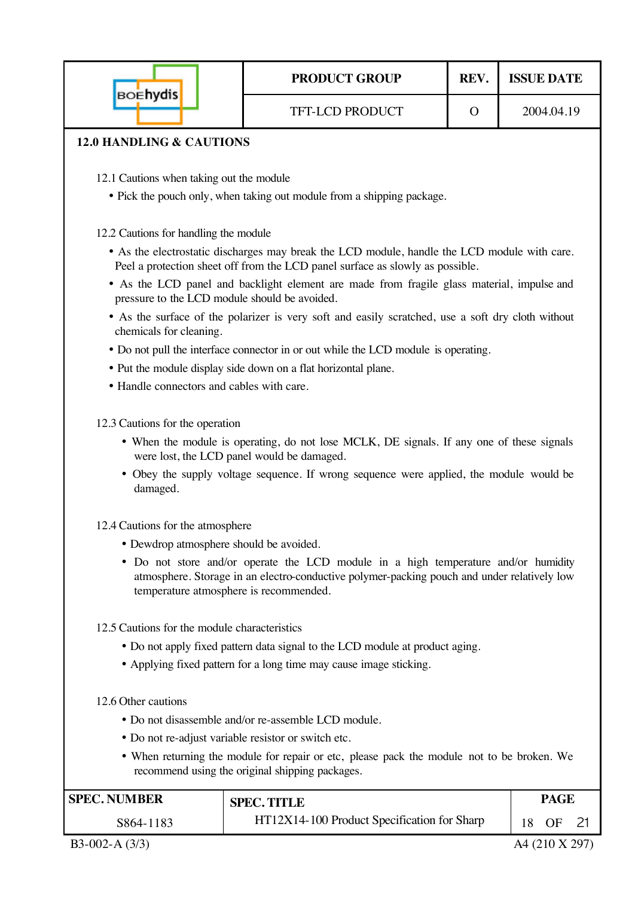## 12.0 HANDLING & CAUTIONS

### 12.1 Cautions when taking out the module

- Pick the pouch only, when taking out module from a shipping package.

### 12.2 Cautions for handling the module

- As the electrostatic discharges may break the LCD module, handle the LCD module with care. Peel a protection sheet off from the LCD panel surface as slowly as possible.
- As the LCD panel and backlight element are made from fragile glass material, impulse and pressure to the LCD module should be avoided.
- As the surface of the polarizer is very soft and easily scratched, use a soft dry cloth without chemicals for cleaning.
- Do not pull the interface connector in or out while the LCD module is operating.
- Put the module display side down on a flat horizontal plane.
- Handle connectors and cables with care.

### 12.3 Cautions for the operation

- When the module is operating, do not lose MCLK, DE signals. If any one of these signals were lost, the LCD panel would be damaged.
- Obey the supply voltage sequence. If wrong sequence were applied, the module would be damaged.

### 12.4 Cautions for the atmosphere

- Dewdrop atmosphere should be avoided.
- Do not store and/or operate the LCD module in a high temperature and/or humidity atmosphere. Storage in an electro-conductive polymer-packing pouch and under relatively low temperature atmosphere is recommended.

### 12.5 Cautions for the module characteristics

- Do not apply fixed pattern data signal to the LCD module at product aging.
- Applying fixed pattern for a long time may cause image sticking.

### 12.6 Other cautions

- Do not disassemble and/or re-assemble LCD module.
- Do not re-adjust variable resistor or switch etc.
- When returning the module for repair or etc, please pack the module not to be broken. We recommend using the original shipping packages.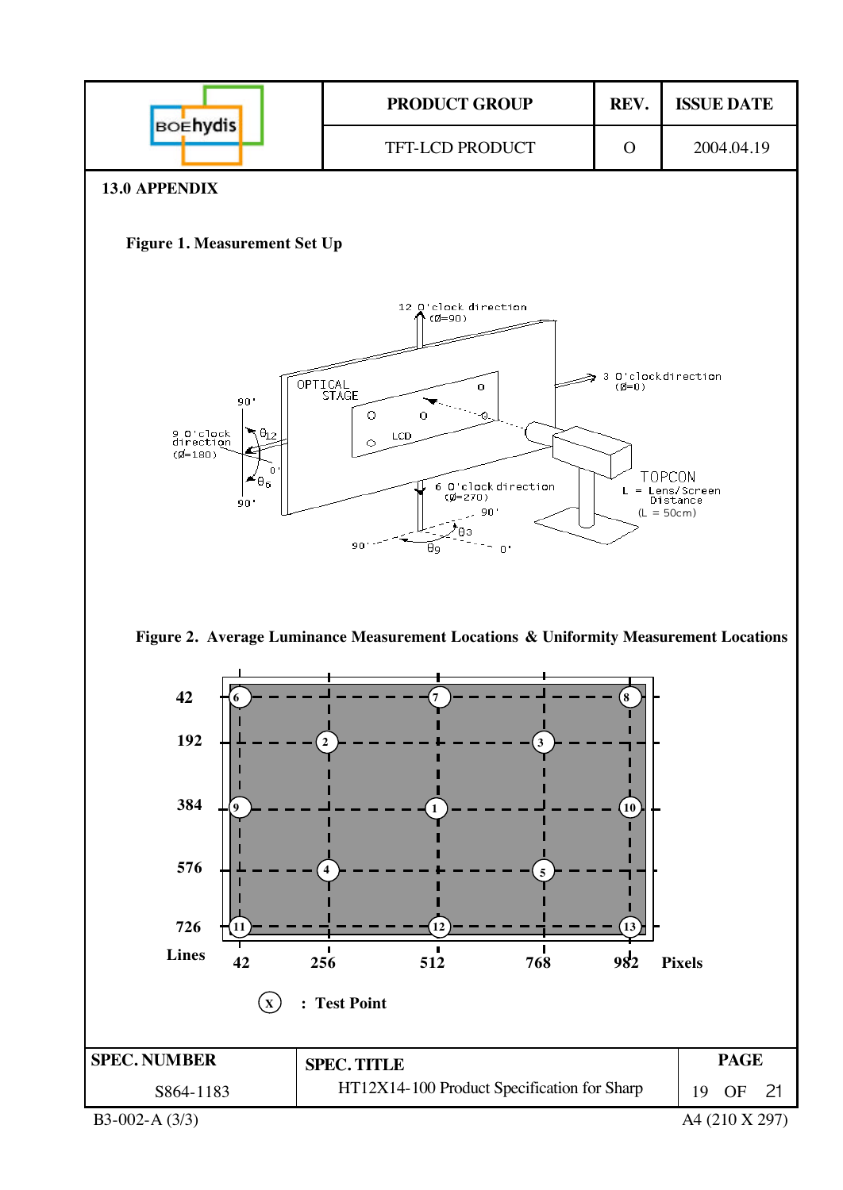## 13.0 APPENDIX

**Figure 1. Measurement Set Up**

12 O'clock direction (Ø=90)

3 O'clockdirection (Ø=0)

9 O'clock direction (Ø=180)

6 O'clock direction (Ø=270)

OPTICAL STAGE

LCD

TOPCON

L = Lens/Screen Distance

(L = 50cm)

$\theta_{12}$, $\theta_6$, $\theta_3$, $\theta_9$

**Figure 2. Average Luminance Measurement Locations & Uniformity Measurement Locations**

| Lines \ Pixels | 42 | 256 | 512 | 768 | 982 |
|---|---|---|---|---|---|
| 42 | 6 | | 7 | | 8 |
| 192 | | 2 | | 3 | |
| 384 | 9 | | 1 | | 10 |
| 576 | | 4 | | 5 | |
| 726 | 11 | | 12 | | 13 |

(x) : Test Point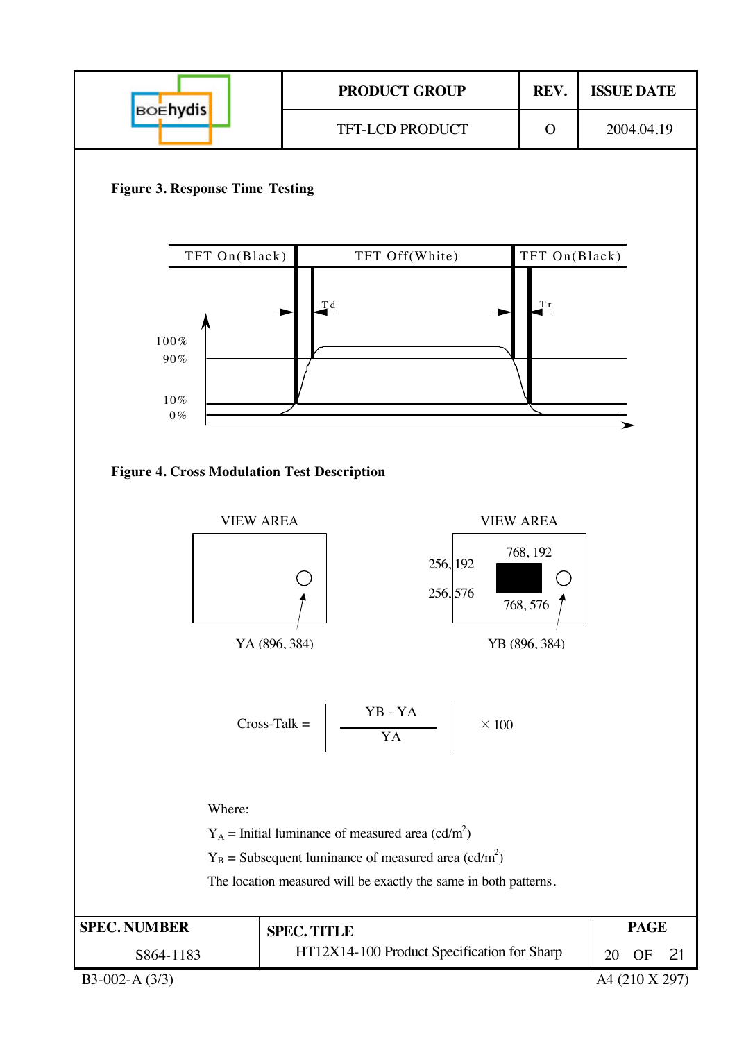**Figure 3. Response Time Testing**

TFT On(Black) | TFT Off(White) | TFT On(Black)

Td | Tr

100%
90%
10%
0%

**Figure 4. Cross Modulation Test Description**

VIEW AREA

YA (896, 384)

VIEW AREA

768, 192
256, 192
256, 576
768, 576

YB (896, 384)

$$\text{Cross-Talk} = \left| \frac{YB - YA}{YA} \right| \times 100$$

Where:

$Y_A$ = Initial luminance of measured area (cd/m$^2$)

$Y_B$ = Subsequent luminance of measured area (cd/m$^2$)

The location measured will be exactly the same in both patterns.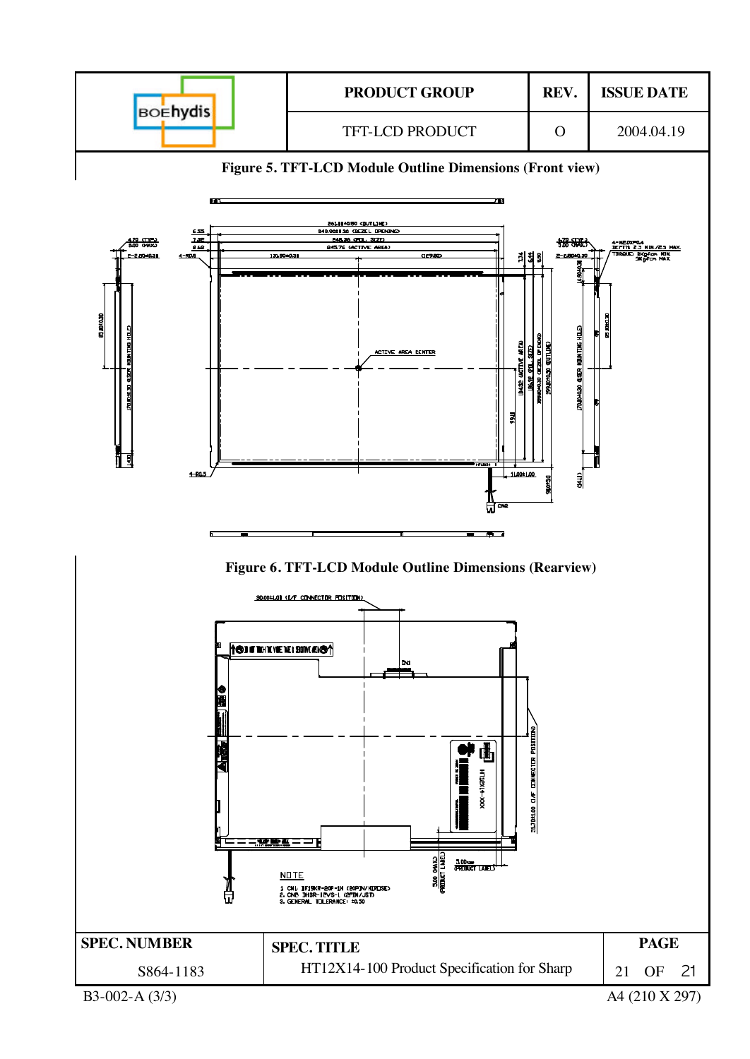Figure 5. TFT-LCD Module Outline Dimensions (Front view)

261.00±0.50 (OUTLINE)
249.00±0.30 (BEZEL OPENING)
248.36 (POL. SIZE)
245.76 (ACTIVE AREA)
6.55
7.32
8.62
4-R0.8
130.50±0.30
(CENTER)
4.70 (TYP.)
5.00 (MAX.)
2-2.00±0.30
83.80±0.30
170.00±0.30 (USER MOUNTING HOLE)
4.30
4-R0.5
7.74
6.44
5.00
4.70 (TYP.)
5.00 (MAX.)
2-2.00±0.30
(4.60±0.3)
4-M2.0XP0.4
DEPTH 2.3 MIN./2.5 MAX.
TORQUE: 2Kgf.cm MIN.
2.5Kgf.cm MAX.
184.32 (ACTIVE AREA)
186.92 (POL. SIZE)
187.60±0.30 (BEZEL OPENING)
199.00±0.50 (OUTLINE)
ACTIVE AREA CENTER
99.18
11.00±1.00
90.0±5.0
CN2
170.00±0.30 (USER MOUNTING HOLE)
85.30±0.30
(14.11)

Figure 6. TFT-LCD Module Outline Dimensions (Rearview)

90.00±1.00 (I/F CONNECTOR POSITION)
CN1
117.00±1.00 (I/F CONNECTOR POSITION)
HT12X14-100 XXX
5.00 (MAX.) (PRODUCT LABEL)
5.00max (PRODUCT LABEL)

NOTE
1. CN1: DF19KR-20P-1H (20PIN/HIROSE)
2. CN2: DHSR-12VS-1 (2PIN/JST)
3. GENERAL TOLERANCE: ±0.50

| SPEC. NUMBER | SPEC. TITLE |
| --- | --- |
| S864-1183 | HT12X14-100 Product Specification for Sharp |